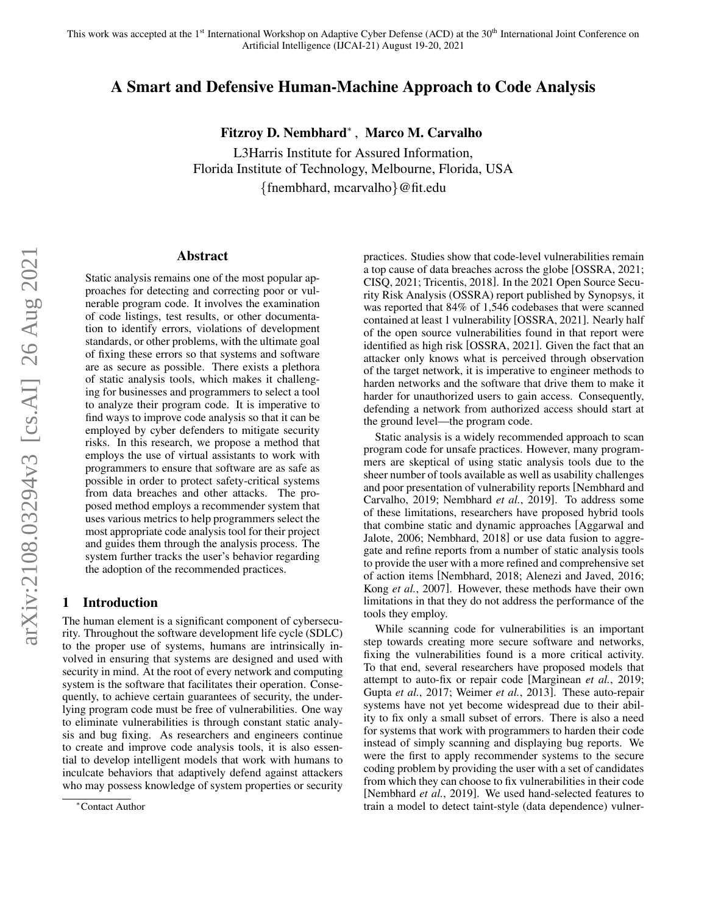This work was accepted at the 1st International Workshop on Adaptive Cyber Defense (ACD) at the 30th International Joint Conference on Artificial Intelligence (IJCAI-21) August 19-20, 2021

# A Smart and Defensive Human-Machine Approach to Code Analysis

**Fitzroy D. Nembhard**[*], **Marco M. Carvalho**

L3Harris Institute for Assured Information,
Florida Institute of Technology, Melbourne, Florida, USA
{fnembhard, mcarvalho}@fit.edu

## Abstract

Static analysis remains one of the most popular approaches for detecting and correcting poor or vulnerable program code. It involves the examination of code listings, test results, or other documentation to identify errors, violations of development standards, or other problems, with the ultimate goal of fixing these errors so that systems and software are as secure as possible. There exists a plethora of static analysis tools, which makes it challenging for businesses and programmers to select a tool to analyze their program code. It is imperative to find ways to improve code analysis so that it can be employed by cyber defenders to mitigate security risks. In this research, we propose a method that employs the use of virtual assistants to work with programmers to ensure that software are as safe as possible in order to protect safety-critical systems from data breaches and other attacks. The proposed method employs a recommender system that uses various metrics to help programmers select the most appropriate code analysis tool for their project and guides them through the analysis process. The system further tracks the user's behavior regarding the adoption of the recommended practices.

## 1 Introduction

The human element is a significant component of cybersecurity. Throughout the software development life cycle (SDLC) to the proper use of systems, humans are intrinsically involved in ensuring that systems are designed and used with security in mind. At the root of every network and computing system is the software that facilitates their operation. Consequently, to achieve certain guarantees of security, the underlying program code must be free of vulnerabilities. One way to eliminate vulnerabilities is through constant static analysis and bug fixing. As researchers and engineers continue to create and improve code analysis tools, it is also essential to develop intelligent models that work with humans to inculcate behaviors that adaptively defend against attackers who may possess knowledge of system properties or security practices. Studies show that code-level vulnerabilities remain a top cause of data breaches across the globe [OSSRA, 2021; CISQ, 2021; Tricentis, 2018]. In the 2021 Open Source Security Risk Analysis (OSSRA) report published by Synopsys, it was reported that 84% of 1,546 codebases that were scanned contained at least 1 vulnerability [OSSRA, 2021]. Nearly half of the open source vulnerabilities found in that report were identified as high risk [OSSRA, 2021]. Given the fact that an attacker only knows what is perceived through observation of the target network, it is imperative to engineer methods to harden networks and the software that drive them to make it harder for unauthorized users to gain access. Consequently, defending a network from authorized access should start at the ground level—the program code.

Static analysis is a widely recommended approach to scan program code for unsafe practices. However, many programmers are skeptical of using static analysis tools due to the sheer number of tools available as well as usability challenges and poor presentation of vulnerability reports [Nembhard and Carvalho, 2019; Nembhard *et al.*, 2019]. To address some of these limitations, researchers have proposed hybrid tools that combine static and dynamic approaches [Aggarwal and Jalote, 2006; Nembhard, 2018] or use data fusion to aggregate and refine reports from a number of static analysis tools to provide the user with a more refined and comprehensive set of action items [Nembhard, 2018; Alenezi and Javed, 2016; Kong *et al.*, 2007]. However, these methods have their own limitations in that they do not address the performance of the tools they employ.

While scanning code for vulnerabilities is an important step towards creating more secure software and networks, fixing the vulnerabilities found is a more critical activity. To that end, several researchers have proposed models that attempt to auto-fix or repair code [Marginean *et al.*, 2019; Gupta *et al.*, 2017; Weimer *et al.*, 2013]. These auto-repair systems have not yet become widespread due to their ability to fix only a small subset of errors. There is also a need for systems that work with programmers to harden their code instead of simply scanning and displaying bug reports. We were the first to apply recommender systems to the secure coding problem by providing the user with a set of candidates from which they can choose to fix vulnerabilities in their code [Nembhard *et al.*, 2019]. We used hand-selected features to train a model to detect taint-style (data dependence) vulner-

[*]Contact Author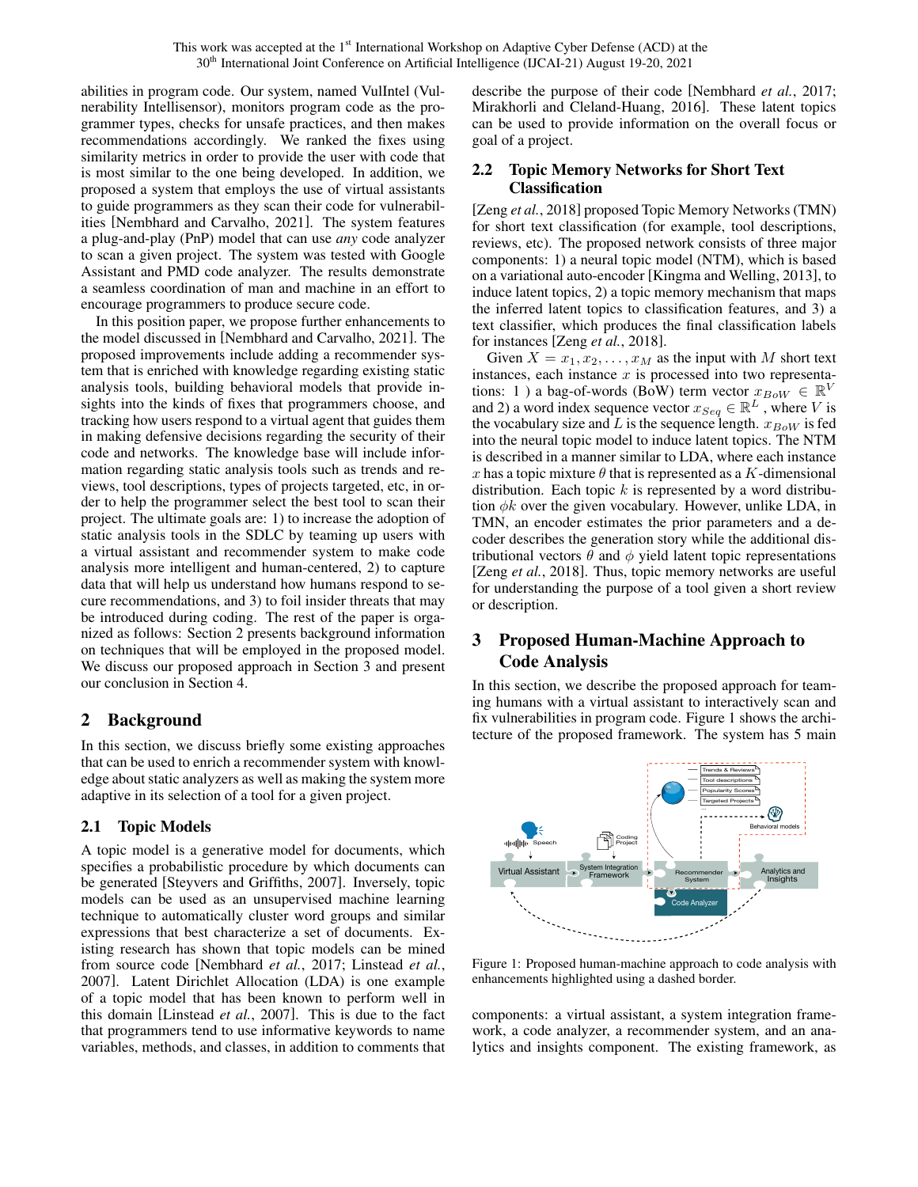abilities in program code. Our system, named VulIntel (Vulnerability Intellisensor), monitors program code as the programmer types, checks for unsafe practices, and then makes recommendations accordingly. We ranked the fixes using similarity metrics in order to provide the user with code that is most similar to the one being developed. In addition, we proposed a system that employs the use of virtual assistants to guide programmers as they scan their code for vulnerabilities [Nembhard and Carvalho, 2021]. The system features a plug-and-play (PnP) model that can use *any* code analyzer to scan a given project. The system was tested with Google Assistant and PMD code analyzer. The results demonstrate a seamless coordination of man and machine in an effort to encourage programmers to produce secure code.

In this position paper, we propose further enhancements to the model discussed in [Nembhard and Carvalho, 2021]. The proposed improvements include adding a recommender system that is enriched with knowledge regarding existing static analysis tools, building behavioral models that provide insights into the kinds of fixes that programmers choose, and tracking how users respond to a virtual agent that guides them in making defensive decisions regarding the security of their code and networks. The knowledge base will include information regarding static analysis tools such as trends and reviews, tool descriptions, types of projects targeted, etc, in order to help the programmer select the best tool to scan their project. The ultimate goals are: 1) to increase the adoption of static analysis tools in the SDLC by teaming up users with a virtual assistant and recommender system to make code analysis more intelligent and human-centered, 2) to capture data that will help us understand how humans respond to secure recommendations, and 3) to foil insider threats that may be introduced during coding. The rest of the paper is organized as follows: Section 2 presents background information on techniques that will be employed in the proposed model. We discuss our proposed approach in Section 3 and present our conclusion in Section 4.

## 2 Background

In this section, we discuss briefly some existing approaches that can be used to enrich a recommender system with knowledge about static analyzers as well as making the system more adaptive in its selection of a tool for a given project.

### 2.1 Topic Models

A topic model is a generative model for documents, which specifies a probabilistic procedure by which documents can be generated [Steyvers and Griffiths, 2007]. Inversely, topic models can be used as an unsupervised machine learning technique to automatically cluster word groups and similar expressions that best characterize a set of documents. Existing research has shown that topic models can be mined from source code [Nembhard *et al.*, 2017; Linstead *et al.*, 2007]. Latent Dirichlet Allocation (LDA) is one example of a topic model that has been known to perform well in this domain [Linstead *et al.*, 2007]. This is due to the fact that programmers tend to use informative keywords to name variables, methods, and classes, in addition to comments that describe the purpose of their code [Nembhard *et al.*, 2017; Mirakhorli and Cleland-Huang, 2016]. These latent topics can be used to provide information on the overall focus or goal of a project.

### 2.2 Topic Memory Networks for Short Text Classification

[Zeng *et al.*, 2018] proposed Topic Memory Networks (TMN) for short text classification (for example, tool descriptions, reviews, etc). The proposed network consists of three major components: 1) a neural topic model (NTM), which is based on a variational auto-encoder [Kingma and Welling, 2013], to induce latent topics, 2) a topic memory mechanism that maps the inferred latent topics to classification features, and 3) a text classifier, which produces the final classification labels for instances [Zeng *et al.*, 2018].

Given $X = x_1, x_2, \ldots, x_M$ as the input with $M$ short text instances, each instance $x$ is processed into two representations: 1 ) a bag-of-words (BoW) term vector $x_{BoW} \in \mathbb{R}^V$ and 2) a word index sequence vector $x_{Seq} \in \mathbb{R}^L$ , where $V$ is the vocabulary size and $L$ is the sequence length. $x_{BoW}$ is fed into the neural topic model to induce latent topics. The NTM is described in a manner similar to LDA, where each instance $x$ has a topic mixture $\theta$ that is represented as a $K$-dimensional distribution. Each topic $k$ is represented by a word distribution $\phi k$ over the given vocabulary. However, unlike LDA, in TMN, an encoder estimates the prior parameters and a decoder describes the generation story while the additional distributional vectors $\theta$ and $\phi$ yield latent topic representations [Zeng *et al.*, 2018]. Thus, topic memory networks are useful for understanding the purpose of a tool given a short review or description.

## 3 Proposed Human-Machine Approach to Code Analysis

In this section, we describe the proposed approach for teaming humans with a virtual assistant to interactively scan and fix vulnerabilities in program code. Figure 1 shows the architecture of the proposed framework. The system has 5 main components: a virtual assistant, a system integration framework, a code analyzer, a recommender system, and an analytics and insights component. The existing framework, as

Figure 1: Proposed human-machine approach to code analysis with enhancements highlighted using a dashed border.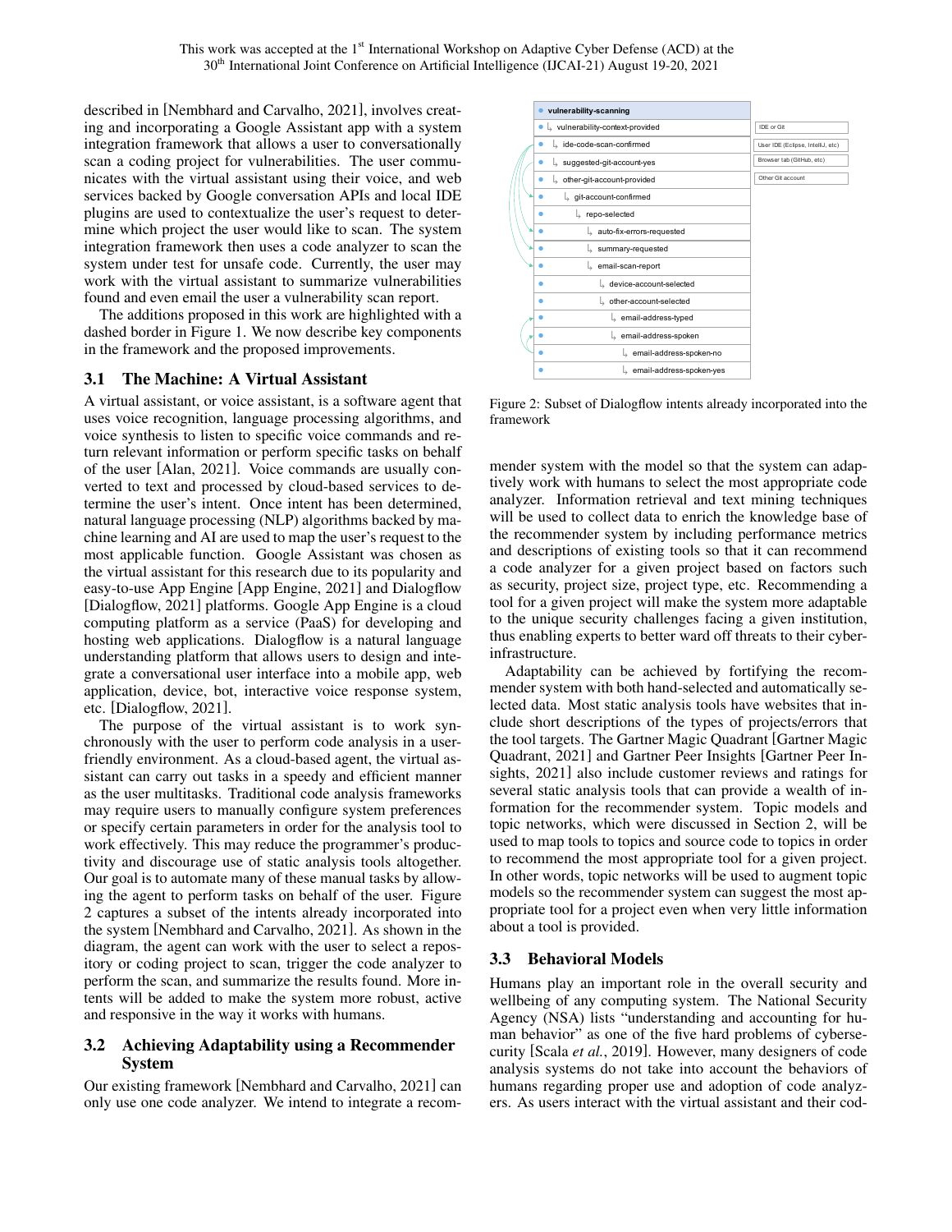described in [Nembhard and Carvalho, 2021], involves creating and incorporating a Google Assistant app with a system integration framework that allows a user to conversationally scan a coding project for vulnerabilities. The user communicates with the virtual assistant using their voice, and web services backed by Google conversation APIs and local IDE plugins are used to contextualize the user's request to determine which project the user would like to scan. The system integration framework then uses a code analyzer to scan the system under test for unsafe code. Currently, the user may work with the virtual assistant to summarize vulnerabilities found and even email the user a vulnerability scan report.

The additions proposed in this work are highlighted with a dashed border in Figure 1. We now describe key components in the framework and the proposed improvements.

### 3.1 The Machine: A Virtual Assistant

A virtual assistant, or voice assistant, is a software agent that uses voice recognition, language processing algorithms, and voice synthesis to listen to specific voice commands and return relevant information or perform specific tasks on behalf of the user [Alan, 2021]. Voice commands are usually converted to text and processed by cloud-based services to determine the user's intent. Once intent has been determined, natural language processing (NLP) algorithms backed by machine learning and AI are used to map the user's request to the most applicable function. Google Assistant was chosen as the virtual assistant for this research due to its popularity and easy-to-use App Engine [App Engine, 2021] and Dialogflow [Dialogflow, 2021] platforms. Google App Engine is a cloud computing platform as a service (PaaS) for developing and hosting web applications. Dialogflow is a natural language understanding platform that allows users to design and integrate a conversational user interface into a mobile app, web application, device, bot, interactive voice response system, etc. [Dialogflow, 2021].

The purpose of the virtual assistant is to work synchronously with the user to perform code analysis in a user-friendly environment. As a cloud-based agent, the virtual assistant can carry out tasks in a speedy and efficient manner as the user multitasks. Traditional code analysis frameworks may require users to manually configure system preferences or specify certain parameters in order for the analysis tool to work effectively. This may reduce the programmer's productivity and discourage use of static analysis tools altogether. Our goal is to automate many of these manual tasks by allowing the agent to perform tasks on behalf of the user. Figure 2 captures a subset of the intents already incorporated into the system [Nembhard and Carvalho, 2021]. As shown in the diagram, the agent can work with the user to select a repository or coding project to scan, trigger the code analyzer to perform the scan, and summarize the results found. More intents will be added to make the system more robust, active and responsive in the way it works with humans.

### 3.2 Achieving Adaptability using a Recommender System

Our existing framework [Nembhard and Carvalho, 2021] can only use one code analyzer. We intend to integrate a recommender system with the model so that the system can adaptively work with humans to select the most appropriate code analyzer. Information retrieval and text mining techniques will be used to collect data to enrich the knowledge base of the recommender system by including performance metrics and descriptions of existing tools so that it can recommend a code analyzer for a given project based on factors such as security, project size, project type, etc. Recommending a tool for a given project will make the system more adaptable to the unique security challenges facing a given institution, thus enabling experts to better ward off threats to their cyber-infrastructure.

- vulnerability-scanning
  - vulnerability-context-provided — IDE or Git
    - ide-code-scan-confirmed — User IDE (Eclipse, IntelliJ, etc)
    - suggested-git-account-yes — Browser tab (GitHub, etc)
    - other-git-account-provided — Other Git account
      - git-account-confirmed
        - repo-selected
          - auto-fix-errors-requested
          - summary-requested
          - email-scan-report
            - device-account-selected
            - other-account-selected
              - email-address-typed
              - email-address-spoken
                - email-address-spoken-no
                - email-address-spoken-yes

Figure 2: Subset of Dialogflow intents already incorporated into the framework

Adaptability can be achieved by fortifying the recommender system with both hand-selected and automatically selected data. Most static analysis tools have websites that include short descriptions of the types of projects/errors that the tool targets. The Gartner Magic Quadrant [Gartner Magic Quadrant, 2021] and Gartner Peer Insights [Gartner Peer Insights, 2021] also include customer reviews and ratings for several static analysis tools that can provide a wealth of information for the recommender system. Topic models and topic networks, which were discussed in Section 2, will be used to map tools to topics and source code to topics in order to recommend the most appropriate tool for a given project. In other words, topic networks will be used to augment topic models so the recommender system can suggest the most appropriate tool for a project even when very little information about a tool is provided.

### 3.3 Behavioral Models

Humans play an important role in the overall security and wellbeing of any computing system. The National Security Agency (NSA) lists "understanding and accounting for human behavior" as one of the five hard problems of cybersecurity [Scala *et al.*, 2019]. However, many designers of code analysis systems do not take into account the behaviors of humans regarding proper use and adoption of code analyzers. As users interact with the virtual assistant and their cod-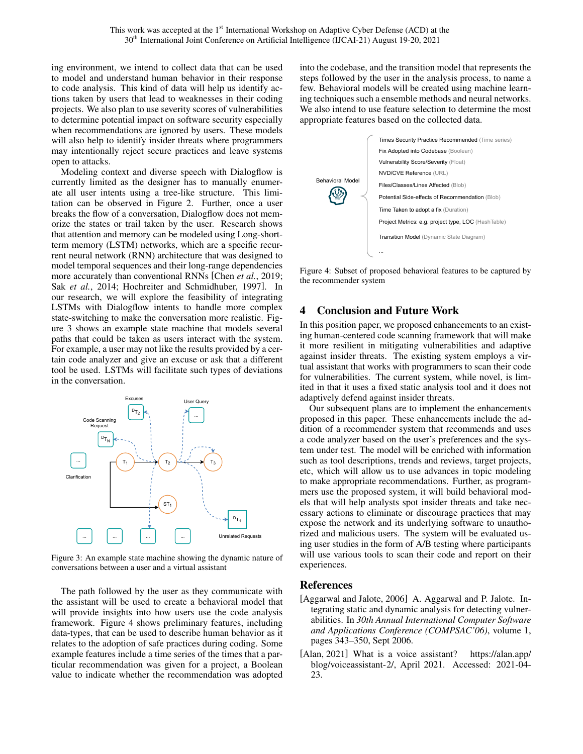ing environment, we intend to collect data that can be used to model and understand human behavior in their response to code analysis. This kind of data will help us identify actions taken by users that lead to weaknesses in their coding projects. We also plan to use severity scores of vulnerabilities to determine potential impact on software security especially when recommendations are ignored by users. These models will also help to identify insider threats where programmers may intentionally reject secure practices and leave systems open to attacks.

Modeling context and diverse speech with Dialogflow is currently limited as the designer has to manually enumerate all user intents using a tree-like structure. This limitation can be observed in Figure 2. Further, once a user breaks the flow of a conversation, Dialogflow does not memorize the states or trail taken by the user. Research shows that attention and memory can be modeled using Long-short-term memory (LSTM) networks, which are a specific recurrent neural network (RNN) architecture that was designed to model temporal sequences and their long-range dependencies more accurately than conventional RNNs [Chen *et al.*, 2019; Sak *et al.*, 2014; Hochreiter and Schmidhuber, 1997]. In our research, we will explore the feasibility of integrating LSTMs with Dialogflow intents to handle more complex state-switching to make the conversation more realistic. Figure 3 shows an example state machine that models several paths that could be taken as users interact with the system. For example, a user may not like the results provided by a certain code analyzer and give an excuse or ask that a different tool be used. LSTMs will facilitate such types of deviations in the conversation.

Figure 3: An example state machine showing the dynamic nature of conversations between a user and a virtual assistant

The path followed by the user as they communicate with the assistant will be used to create a behavioral model that will provide insights into how users use the code analysis framework. Figure 4 shows preliminary features, including data-types, that can be used to describe human behavior as it relates to the adoption of safe practices during coding. Some example features include a time series of the times that a particular recommendation was given for a project, a Boolean value to indicate whether the recommendation was adopted into the codebase, and the transition model that represents the steps followed by the user in the analysis process, to name a few. Behavioral models will be created using machine learning techniques such a ensemble methods and neural networks. We also intend to use feature selection to determine the most appropriate features based on the collected data.

Figure 4: Subset of proposed behavioral features to be captured by the recommender system

## 4 Conclusion and Future Work

In this position paper, we proposed enhancements to an existing human-centered code scanning framework that will make it more resilient in mitigating vulnerabilities and adaptive against insider threats. The existing system employs a virtual assistant that works with programmers to scan their code for vulnerabilities. The current system, while novel, is limited in that it uses a fixed static analysis tool and it does not adaptively defend against insider threats.

Our subsequent plans are to implement the enhancements proposed in this paper. These enhancements include the addition of a recommender system that recommends and uses a code analyzer based on the user's preferences and the system under test. The model will be enriched with information such as tool descriptions, trends and reviews, target projects, etc, which will allow us to use advances in topic modeling to make appropriate recommendations. Further, as programmers use the proposed system, it will build behavioral models that will help analysts spot insider threats and take necessary actions to eliminate or discourage practices that may expose the network and its underlying software to unauthorized and malicious users. The system will be evaluated using user studies in the form of A/B testing where participants will use various tools to scan their code and report on their experiences.

## References

[Aggarwal and Jalote, 2006] A. Aggarwal and P. Jalote. Integrating static and dynamic analysis for detecting vulnerabilities. In *30th Annual International Computer Software and Applications Conference (COMPSAC'06)*, volume 1, pages 343–350, Sept 2006.

[Alan, 2021] What is a voice assistant? https://alan.app/blog/voiceassistant-2/, April 2021. Accessed: 2021-04-23.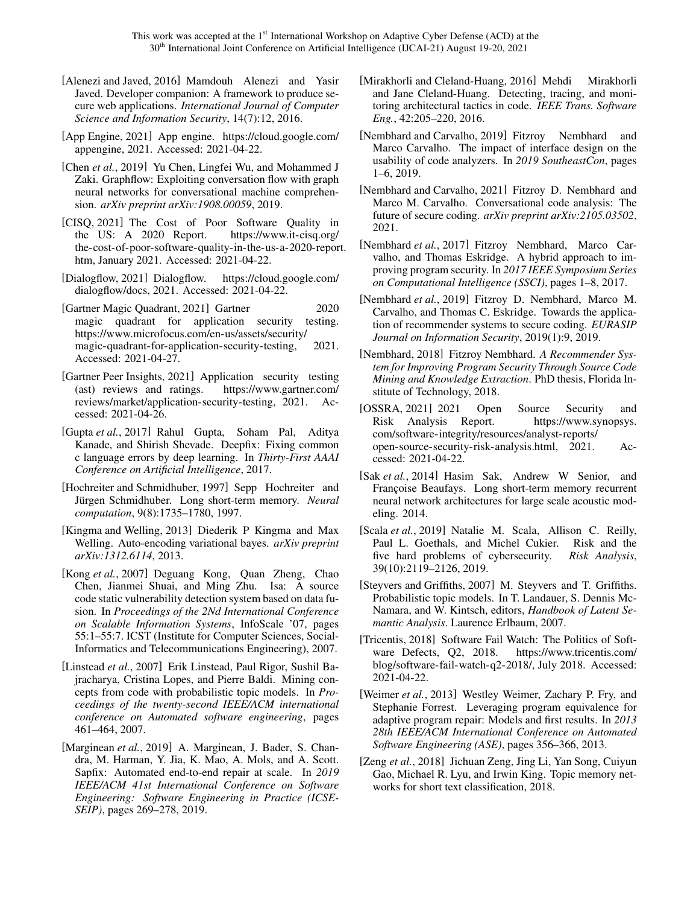[Alenezi and Javed, 2016] Mamdouh Alenezi and Yasir Javed. Developer companion: A framework to produce secure web applications. *International Journal of Computer Science and Information Security*, 14(7):12, 2016.

[App Engine, 2021] App engine. https://cloud.google.com/appengine, 2021. Accessed: 2021-04-22.

[Chen *et al.*, 2019] Yu Chen, Lingfei Wu, and Mohammed J Zaki. Graphflow: Exploiting conversation flow with graph neural networks for conversational machine comprehension. *arXiv preprint arXiv:1908.00059*, 2019.

[CISQ, 2021] The Cost of Poor Software Quality in the US: A 2020 Report. https://www.it-cisq.org/the-cost-of-poor-software-quality-in-the-us-a-2020-report.htm, January 2021. Accessed: 2021-04-22.

[Dialogflow, 2021] Dialogflow. https://cloud.google.com/dialogflow/docs, 2021. Accessed: 2021-04-22.

[Gartner Magic Quadrant, 2021] Gartner 2020 magic quadrant for application security testing. https://www.microfocus.com/en-us/assets/security/magic-quadrant-for-application-security-testing, 2021. Accessed: 2021-04-27.

[Gartner Peer Insights, 2021] Application security testing (ast) reviews and ratings. https://www.gartner.com/reviews/market/application-security-testing, 2021. Accessed: 2021-04-26.

[Gupta *et al.*, 2017] Rahul Gupta, Soham Pal, Aditya Kanade, and Shirish Shevade. Deepfix: Fixing common c language errors by deep learning. In *Thirty-First AAAI Conference on Artificial Intelligence*, 2017.

[Hochreiter and Schmidhuber, 1997] Sepp Hochreiter and Jürgen Schmidhuber. Long short-term memory. *Neural computation*, 9(8):1735–1780, 1997.

[Kingma and Welling, 2013] Diederik P Kingma and Max Welling. Auto-encoding variational bayes. *arXiv preprint arXiv:1312.6114*, 2013.

[Kong *et al.*, 2007] Deguang Kong, Quan Zheng, Chao Chen, Jianmei Shuai, and Ming Zhu. Isa: A source code static vulnerability detection system based on data fusion. In *Proceedings of the 2Nd International Conference on Scalable Information Systems*, InfoScale '07, pages 55:1–55:7. ICST (Institute for Computer Sciences, Social-Informatics and Telecommunications Engineering), 2007.

[Linstead *et al.*, 2007] Erik Linstead, Paul Rigor, Sushil Bajracharya, Cristina Lopes, and Pierre Baldi. Mining concepts from code with probabilistic topic models. In *Proceedings of the twenty-second IEEE/ACM international conference on Automated software engineering*, pages 461–464, 2007.

[Marginean *et al.*, 2019] A. Marginean, J. Bader, S. Chandra, M. Harman, Y. Jia, K. Mao, A. Mols, and A. Scott. Sapfix: Automated end-to-end repair at scale. In *2019 IEEE/ACM 41st International Conference on Software Engineering: Software Engineering in Practice (ICSE-SEIP)*, pages 269–278, 2019.

[Mirakhorli and Cleland-Huang, 2016] Mehdi Mirakhorli and Jane Cleland-Huang. Detecting, tracing, and monitoring architectural tactics in code. *IEEE Trans. Software Eng.*, 42:205–220, 2016.

[Nembhard and Carvalho, 2019] Fitzroy Nembhard and Marco Carvalho. The impact of interface design on the usability of code analyzers. In *2019 SoutheastCon*, pages 1–6, 2019.

[Nembhard and Carvalho, 2021] Fitzroy D. Nembhard and Marco M. Carvalho. Conversational code analysis: The future of secure coding. *arXiv preprint arXiv:2105.03502*, 2021.

[Nembhard *et al.*, 2017] Fitzroy Nembhard, Marco Carvalho, and Thomas Eskridge. A hybrid approach to improving program security. In *2017 IEEE Symposium Series on Computational Intelligence (SSCI)*, pages 1–8, 2017.

[Nembhard *et al.*, 2019] Fitzroy D. Nembhard, Marco M. Carvalho, and Thomas C. Eskridge. Towards the application of recommender systems to secure coding. *EURASIP Journal on Information Security*, 2019(1):9, 2019.

[Nembhard, 2018] Fitzroy Nembhard. *A Recommender System for Improving Program Security Through Source Code Mining and Knowledge Extraction*. PhD thesis, Florida Institute of Technology, 2018.

[OSSRA, 2021] 2021 Open Source Security and Risk Analysis Report. https://www.synopsys.com/software-integrity/resources/analyst-reports/open-source-security-risk-analysis.html, 2021. Accessed: 2021-04-22.

[Sak *et al.*, 2014] Hasim Sak, Andrew W Senior, and Françoise Beaufays. Long short-term memory recurrent neural network architectures for large scale acoustic modeling. 2014.

[Scala *et al.*, 2019] Natalie M. Scala, Allison C. Reilly, Paul L. Goethals, and Michel Cukier. Risk and the five hard problems of cybersecurity. *Risk Analysis*, 39(10):2119–2126, 2019.

[Steyvers and Griffiths, 2007] M. Steyvers and T. Griffiths. Probabilistic topic models. In T. Landauer, S. Dennis McNamara, and W. Kintsch, editors, *Handbook of Latent Semantic Analysis*. Laurence Erlbaum, 2007.

[Tricentis, 2018] Software Fail Watch: The Politics of Software Defects, Q2, 2018. https://www.tricentis.com/blog/software-fail-watch-q2-2018/, July 2018. Accessed: 2021-04-22.

[Weimer *et al.*, 2013] Westley Weimer, Zachary P. Fry, and Stephanie Forrest. Leveraging program equivalence for adaptive program repair: Models and first results. In *2013 28th IEEE/ACM International Conference on Automated Software Engineering (ASE)*, pages 356–366, 2013.

[Zeng *et al.*, 2018] Jichuan Zeng, Jing Li, Yan Song, Cuiyun Gao, Michael R. Lyu, and Irwin King. Topic memory networks for short text classification, 2018.